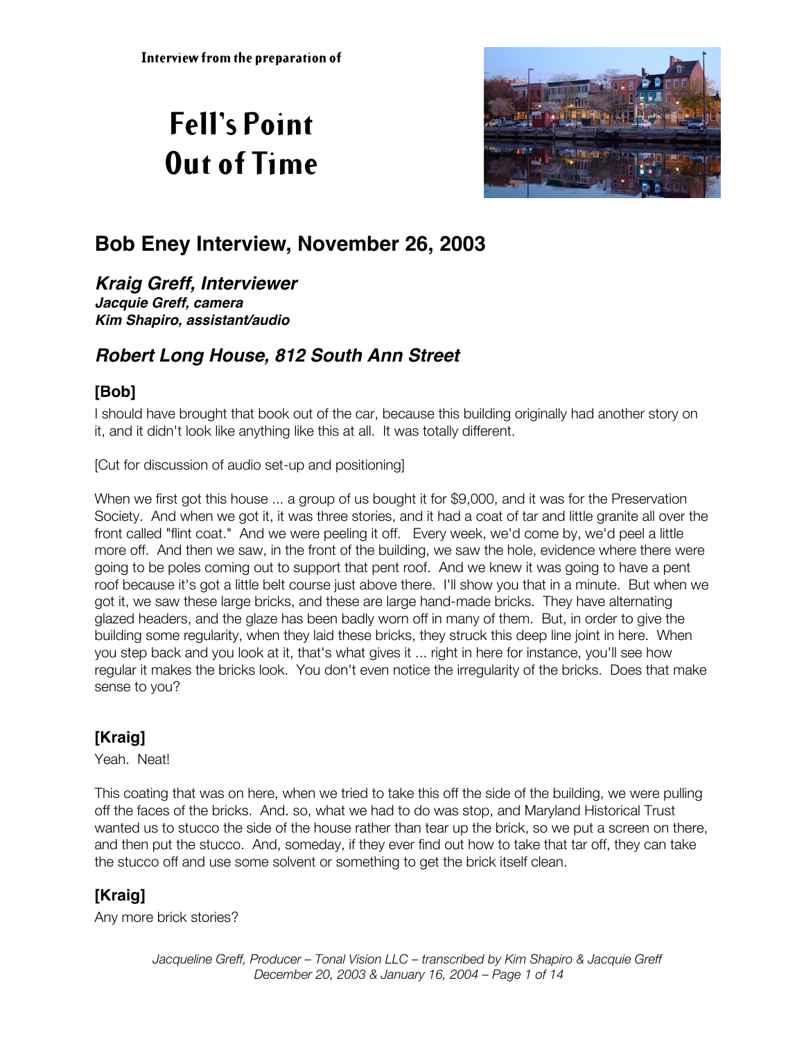Interview from the preparation of

# Fell's Point Out of Time

## Bob Eney Interview, November 26, 2003

### *Kraig Greff, Interviewer*

***Jacquie Greff, camera***
***Kim Shapiro, assistant/audio***

### *Robert Long House, 812 South Ann Street*

#### [Bob]

I should have brought that book out of the car, because this building originally had another story on it, and it didn't look like anything like this at all. It was totally different.

[Cut for discussion of audio set-up and positioning]

When we first got this house ... a group of us bought it for $9,000, and it was for the Preservation Society. And when we got it, it was three stories, and it had a coat of tar and little granite all over the front called "flint coat." And we were peeling it off. Every week, we'd come by, we'd peel a little more off. And then we saw, in the front of the building, we saw the hole, evidence where there were going to be poles coming out to support that pent roof. And we knew it was going to have a pent roof because it's got a little belt course just above there. I'll show you that in a minute. But when we got it, we saw these large bricks, and these are large hand-made bricks. They have alternating glazed headers, and the glaze has been badly worn off in many of them. But, in order to give the building some regularity, when they laid these bricks, they struck this deep line joint in here. When you step back and you look at it, that's what gives it ... right in here for instance, you'll see how regular it makes the bricks look. You don't even notice the irregularity of the bricks. Does that make sense to you?

#### [Kraig]

Yeah. Neat!

This coating that was on here, when we tried to take this off the side of the building, we were pulling off the faces of the bricks. And. so, what we had to do was stop, and Maryland Historical Trust wanted us to stucco the side of the house rather than tear up the brick, so we put a screen on there, and then put the stucco. And, someday, if they ever find out how to take that tar off, they can take the stucco off and use some solvent or something to get the brick itself clean.

#### [Kraig]

Any more brick stories?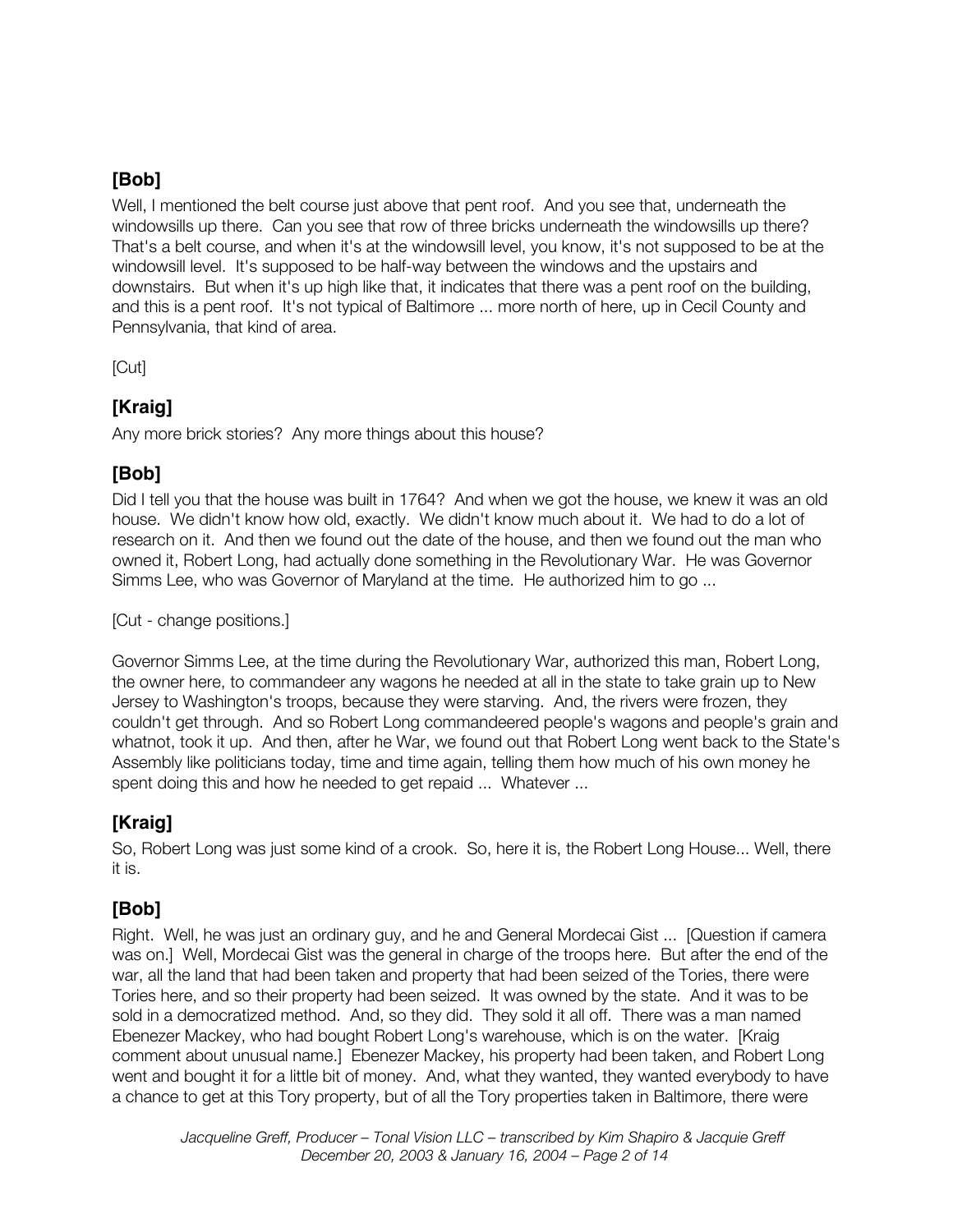## [Bob]

Well, I mentioned the belt course just above that pent roof. And you see that, underneath the windowsills up there. Can you see that row of three bricks underneath the windowsills up there? That's a belt course, and when it's at the windowsill level, you know, it's not supposed to be at the windowsill level. It's supposed to be half-way between the windows and the upstairs and downstairs. But when it's up high like that, it indicates that there was a pent roof on the building, and this is a pent roof. It's not typical of Baltimore ... more north of here, up in Cecil County and Pennsylvania, that kind of area.

[Cut]

## [Kraig]

Any more brick stories? Any more things about this house?

## [Bob]

Did I tell you that the house was built in 1764? And when we got the house, we knew it was an old house. We didn't know how old, exactly. We didn't know much about it. We had to do a lot of research on it. And then we found out the date of the house, and then we found out the man who owned it, Robert Long, had actually done something in the Revolutionary War. He was Governor Simms Lee, who was Governor of Maryland at the time. He authorized him to go ...

[Cut - change positions.]

Governor Simms Lee, at the time during the Revolutionary War, authorized this man, Robert Long, the owner here, to commandeer any wagons he needed at all in the state to take grain up to New Jersey to Washington's troops, because they were starving. And, the rivers were frozen, they couldn't get through. And so Robert Long commandeered people's wagons and people's grain and whatnot, took it up. And then, after he War, we found out that Robert Long went back to the State's Assembly like politicians today, time and time again, telling them how much of his own money he spent doing this and how he needed to get repaid ... Whatever ...

## [Kraig]

So, Robert Long was just some kind of a crook. So, here it is, the Robert Long House... Well, there it is.

## [Bob]

Right. Well, he was just an ordinary guy, and he and General Mordecai Gist ... [Question if camera was on.] Well, Mordecai Gist was the general in charge of the troops here. But after the end of the war, all the land that had been taken and property that had been seized of the Tories, there were Tories here, and so their property had been seized. It was owned by the state. And it was to be sold in a democratized method. And, so they did. They sold it all off. There was a man named Ebenezer Mackey, who had bought Robert Long's warehouse, which is on the water. [Kraig comment about unusual name.] Ebenezer Mackey, his property had been taken, and Robert Long went and bought it for a little bit of money. And, what they wanted, they wanted everybody to have a chance to get at this Tory property, but of all the Tory properties taken in Baltimore, there were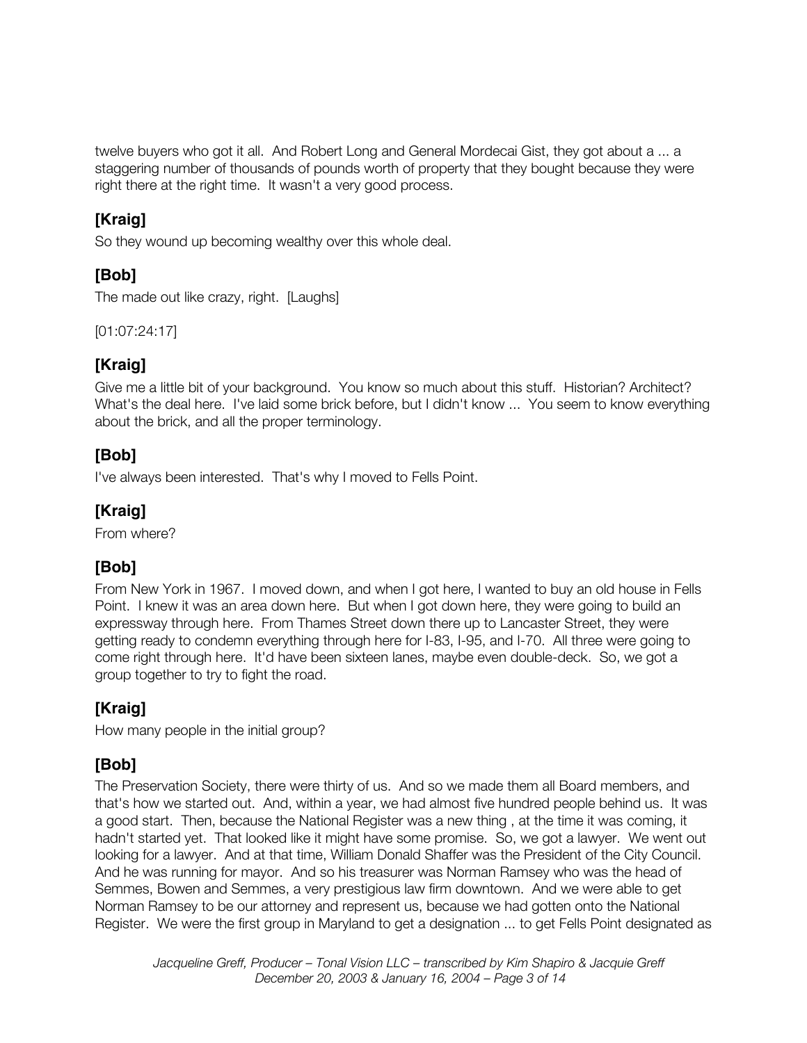twelve buyers who got it all. And Robert Long and General Mordecai Gist, they got about a ... a staggering number of thousands of pounds worth of property that they bought because they were right there at the right time. It wasn't a very good process.

## [Kraig]

So they wound up becoming wealthy over this whole deal.

## [Bob]

The made out like crazy, right. [Laughs]

[01:07:24:17]

## [Kraig]

Give me a little bit of your background. You know so much about this stuff. Historian? Architect? What's the deal here. I've laid some brick before, but I didn't know ... You seem to know everything about the brick, and all the proper terminology.

## [Bob]

I've always been interested. That's why I moved to Fells Point.

## [Kraig]

From where?

## [Bob]

From New York in 1967. I moved down, and when I got here, I wanted to buy an old house in Fells Point. I knew it was an area down here. But when I got down here, they were going to build an expressway through here. From Thames Street down there up to Lancaster Street, they were getting ready to condemn everything through here for I-83, I-95, and I-70. All three were going to come right through here. It'd have been sixteen lanes, maybe even double-deck. So, we got a group together to try to fight the road.

## [Kraig]

How many people in the initial group?

## [Bob]

The Preservation Society, there were thirty of us. And so we made them all Board members, and that's how we started out. And, within a year, we had almost five hundred people behind us. It was a good start. Then, because the National Register was a new thing , at the time it was coming, it hadn't started yet. That looked like it might have some promise. So, we got a lawyer. We went out looking for a lawyer. And at that time, William Donald Shaffer was the President of the City Council. And he was running for mayor. And so his treasurer was Norman Ramsey who was the head of Semmes, Bowen and Semmes, a very prestigious law firm downtown. And we were able to get Norman Ramsey to be our attorney and represent us, because we had gotten onto the National Register. We were the first group in Maryland to get a designation ... to get Fells Point designated as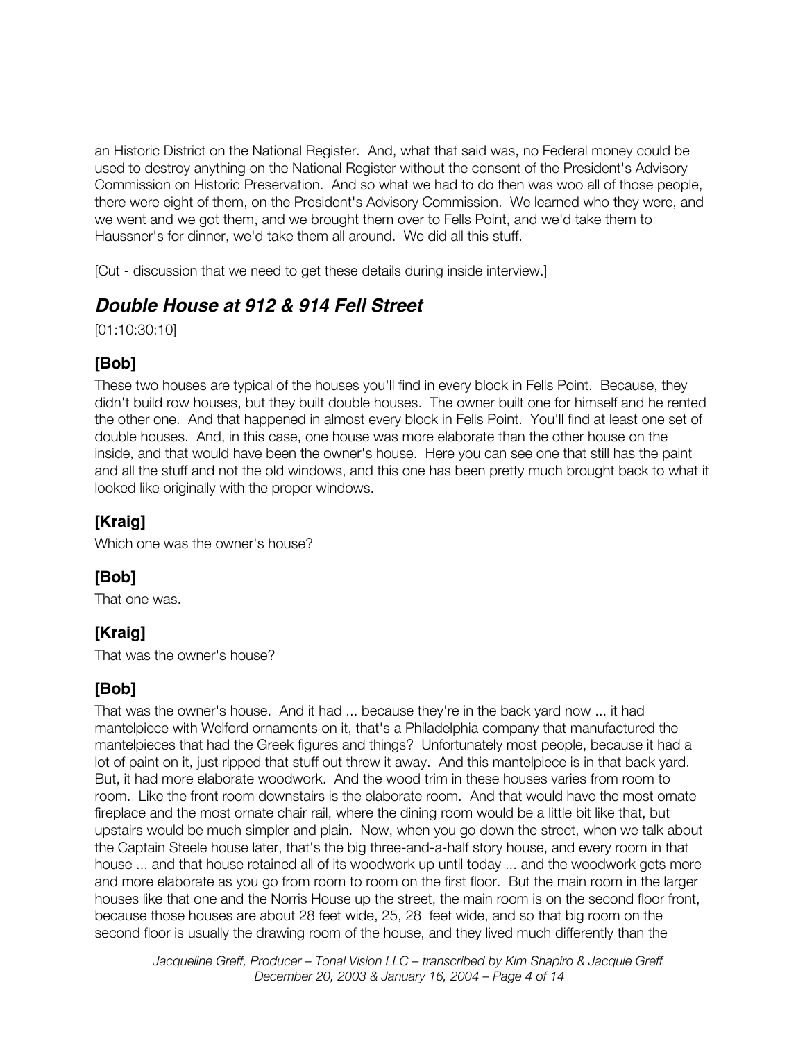an Historic District on the National Register. And, what that said was, no Federal money could be used to destroy anything on the National Register without the consent of the President's Advisory Commission on Historic Preservation. And so what we had to do then was woo all of those people, there were eight of them, on the President's Advisory Commission. We learned who they were, and we went and we got them, and we brought them over to Fells Point, and we'd take them to Haussner's for dinner, we'd take them all around. We did all this stuff.

[Cut - discussion that we need to get these details during inside interview.]

## *Double House at 912 & 914 Fell Street*

[01:10:30:10]

### [Bob]

These two houses are typical of the houses you'll find in every block in Fells Point. Because, they didn't build row houses, but they built double houses. The owner built one for himself and he rented the other one. And that happened in almost every block in Fells Point. You'll find at least one set of double houses. And, in this case, one house was more elaborate than the other house on the inside, and that would have been the owner's house. Here you can see one that still has the paint and all the stuff and not the old windows, and this one has been pretty much brought back to what it looked like originally with the proper windows.

### [Kraig]

Which one was the owner's house?

### [Bob]

That one was.

### [Kraig]

That was the owner's house?

### [Bob]

That was the owner's house. And it had ... because they're in the back yard now ... it had mantelpiece with Welford ornaments on it, that's a Philadelphia company that manufactured the mantelpieces that had the Greek figures and things? Unfortunately most people, because it had a lot of paint on it, just ripped that stuff out threw it away. And this mantelpiece is in that back yard. But, it had more elaborate woodwork. And the wood trim in these houses varies from room to room. Like the front room downstairs is the elaborate room. And that would have the most ornate fireplace and the most ornate chair rail, where the dining room would be a little bit like that, but upstairs would be much simpler and plain. Now, when you go down the street, when we talk about the Captain Steele house later, that's the big three-and-a-half story house, and every room in that house ... and that house retained all of its woodwork up until today ... and the woodwork gets more and more elaborate as you go from room to room on the first floor. But the main room in the larger houses like that one and the Norris House up the street, the main room is on the second floor front, because those houses are about 28 feet wide, 25, 28 feet wide, and so that big room on the second floor is usually the drawing room of the house, and they lived much differently than the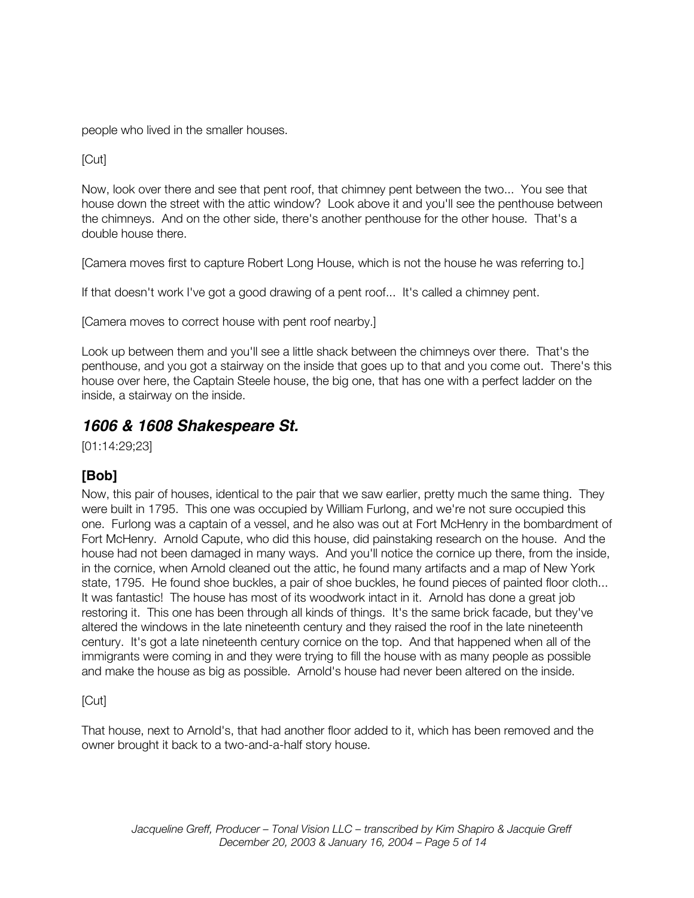people who lived in the smaller houses.

[Cut]

Now, look over there and see that pent roof, that chimney pent between the two... You see that house down the street with the attic window? Look above it and you'll see the penthouse between the chimneys. And on the other side, there's another penthouse for the other house. That's a double house there.

[Camera moves first to capture Robert Long House, which is not the house he was referring to.]

If that doesn't work I've got a good drawing of a pent roof... It's called a chimney pent.

[Camera moves to correct house with pent roof nearby.]

Look up between them and you'll see a little shack between the chimneys over there. That's the penthouse, and you got a stairway on the inside that goes up to that and you come out. There's this house over here, the Captain Steele house, the big one, that has one with a perfect ladder on the inside, a stairway on the inside.

## *1606 & 1608 Shakespeare St.*

[01:14:29;23]

### [Bob]

Now, this pair of houses, identical to the pair that we saw earlier, pretty much the same thing. They were built in 1795. This one was occupied by William Furlong, and we're not sure occupied this one. Furlong was a captain of a vessel, and he also was out at Fort McHenry in the bombardment of Fort McHenry. Arnold Capute, who did this house, did painstaking research on the house. And the house had not been damaged in many ways. And you'll notice the cornice up there, from the inside, in the cornice, when Arnold cleaned out the attic, he found many artifacts and a map of New York state, 1795. He found shoe buckles, a pair of shoe buckles, he found pieces of painted floor cloth... It was fantastic! The house has most of its woodwork intact in it. Arnold has done a great job restoring it. This one has been through all kinds of things. It's the same brick facade, but they've altered the windows in the late nineteenth century and they raised the roof in the late nineteenth century. It's got a late nineteenth century cornice on the top. And that happened when all of the immigrants were coming in and they were trying to fill the house with as many people as possible and make the house as big as possible. Arnold's house had never been altered on the inside.

[Cut]

That house, next to Arnold's, that had another floor added to it, which has been removed and the owner brought it back to a two-and-a-half story house.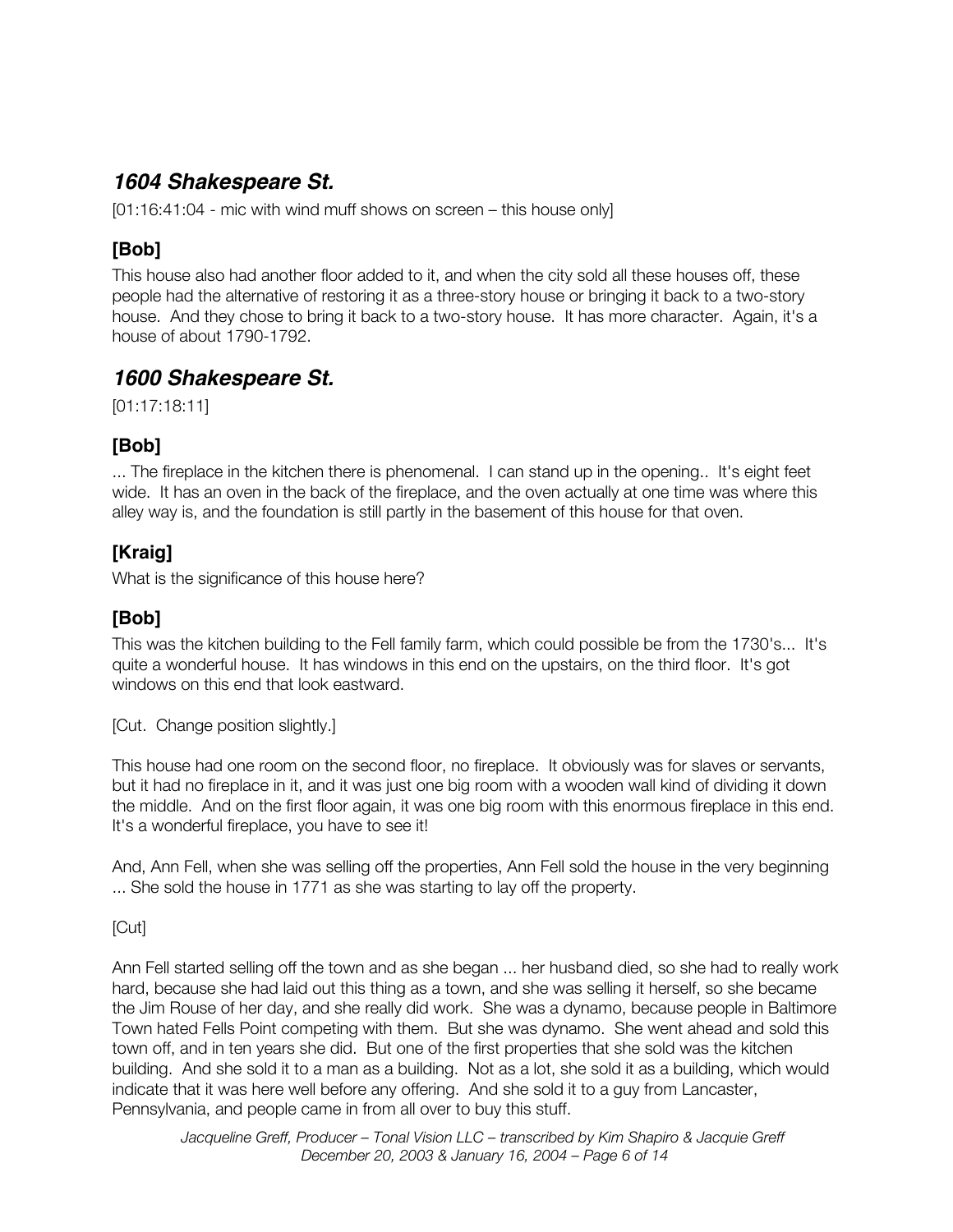## *1604 Shakespeare St.*

[01:16:41:04 - mic with wind muff shows on screen – this house only]

### [Bob]

This house also had another floor added to it, and when the city sold all these houses off, these people had the alternative of restoring it as a three-story house or bringing it back to a two-story house. And they chose to bring it back to a two-story house. It has more character. Again, it's a house of about 1790-1792.

## *1600 Shakespeare St.*

[01:17:18:11]

### [Bob]

... The fireplace in the kitchen there is phenomenal. I can stand up in the opening.. It's eight feet wide. It has an oven in the back of the fireplace, and the oven actually at one time was where this alley way is, and the foundation is still partly in the basement of this house for that oven.

### [Kraig]

What is the significance of this house here?

### [Bob]

This was the kitchen building to the Fell family farm, which could possible be from the 1730's... It's quite a wonderful house. It has windows in this end on the upstairs, on the third floor. It's got windows on this end that look eastward.

[Cut. Change position slightly.]

This house had one room on the second floor, no fireplace. It obviously was for slaves or servants, but it had no fireplace in it, and it was just one big room with a wooden wall kind of dividing it down the middle. And on the first floor again, it was one big room with this enormous fireplace in this end. It's a wonderful fireplace, you have to see it!

And, Ann Fell, when she was selling off the properties, Ann Fell sold the house in the very beginning ... She sold the house in 1771 as she was starting to lay off the property.

[Cut]

Ann Fell started selling off the town and as she began ... her husband died, so she had to really work hard, because she had laid out this thing as a town, and she was selling it herself, so she became the Jim Rouse of her day, and she really did work. She was a dynamo, because people in Baltimore Town hated Fells Point competing with them. But she was dynamo. She went ahead and sold this town off, and in ten years she did. But one of the first properties that she sold was the kitchen building. And she sold it to a man as a building. Not as a lot, she sold it as a building, which would indicate that it was here well before any offering. And she sold it to a guy from Lancaster, Pennsylvania, and people came in from all over to buy this stuff.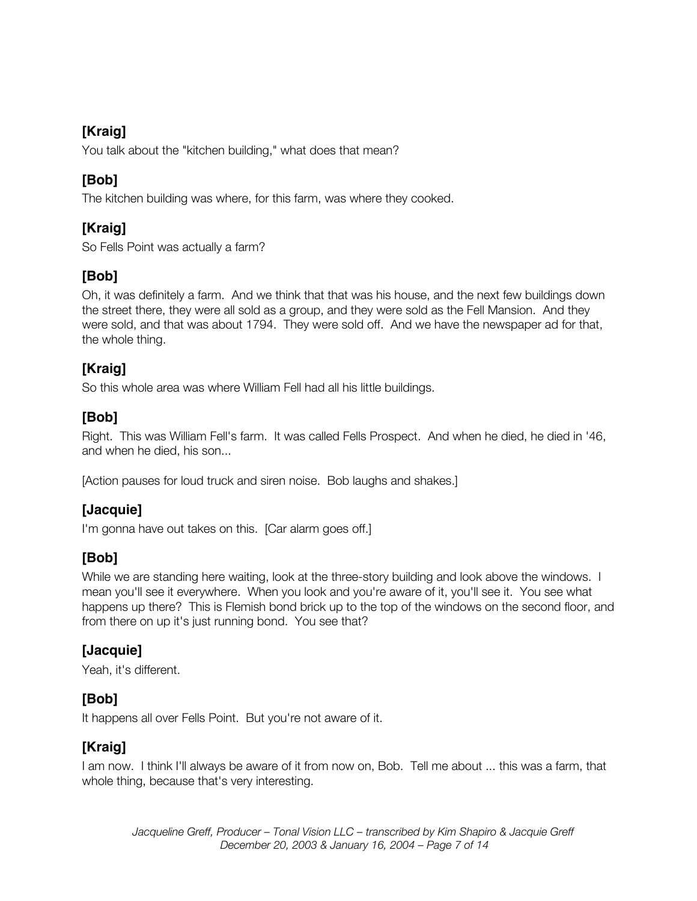**[Kraig]**
You talk about the "kitchen building," what does that mean?

**[Bob]**
The kitchen building was where, for this farm, was where they cooked.

**[Kraig]**
So Fells Point was actually a farm?

**[Bob]**
Oh, it was definitely a farm. And we think that that was his house, and the next few buildings down the street there, they were all sold as a group, and they were sold as the Fell Mansion. And they were sold, and that was about 1794. They were sold off. And we have the newspaper ad for that, the whole thing.

**[Kraig]**
So this whole area was where William Fell had all his little buildings.

**[Bob]**
Right. This was William Fell's farm. It was called Fells Prospect. And when he died, he died in '46, and when he died, his son...

[Action pauses for loud truck and siren noise. Bob laughs and shakes.]

**[Jacquie]**
I'm gonna have out takes on this. [Car alarm goes off.]

**[Bob]**
While we are standing here waiting, look at the three-story building and look above the windows. I mean you'll see it everywhere. When you look and you're aware of it, you'll see it. You see what happens up there? This is Flemish bond brick up to the top of the windows on the second floor, and from there on up it's just running bond. You see that?

**[Jacquie]**
Yeah, it's different.

**[Bob]**
It happens all over Fells Point. But you're not aware of it.

**[Kraig]**
I am now. I think I'll always be aware of it from now on, Bob. Tell me about ... this was a farm, that whole thing, because that's very interesting.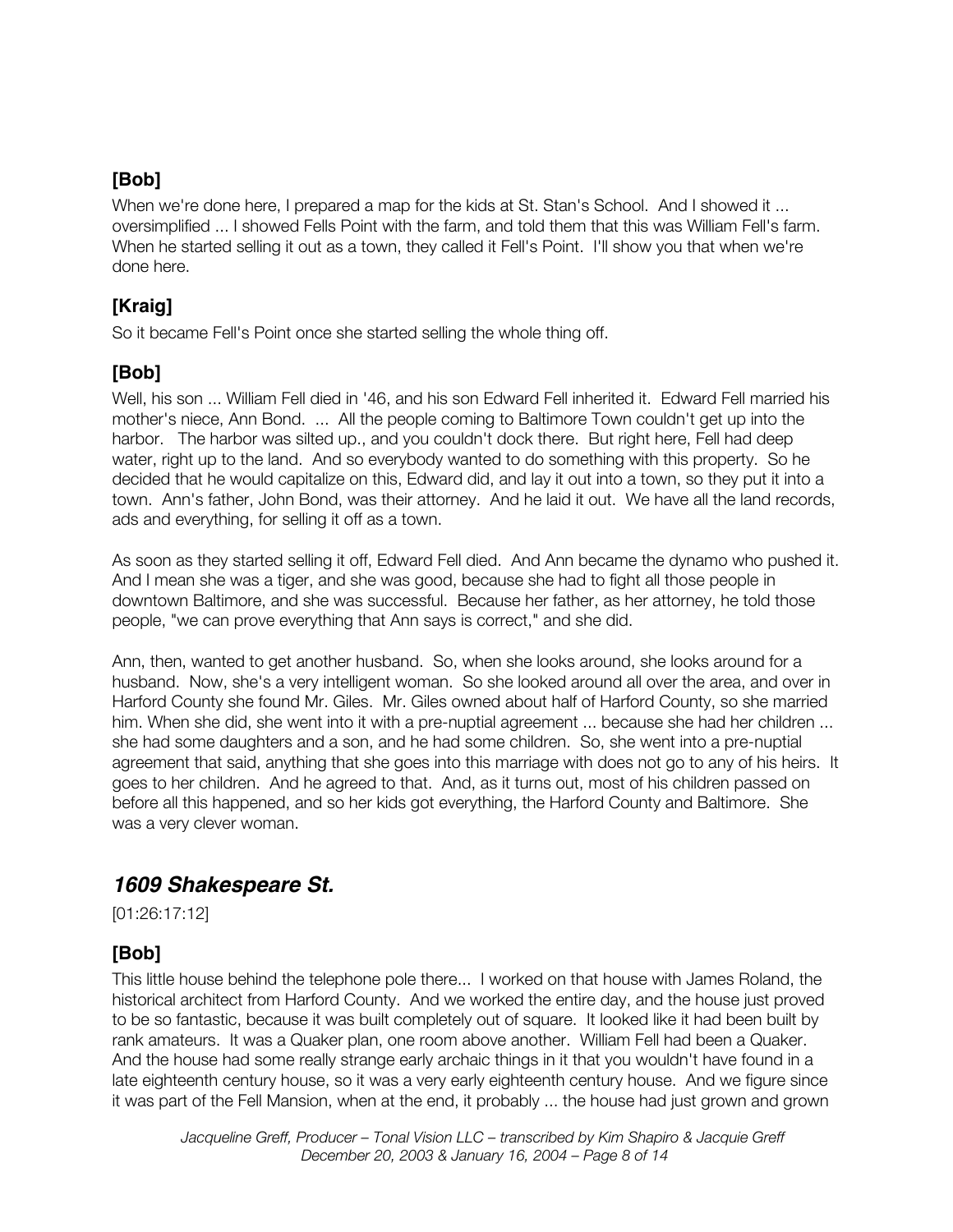## [Bob]

When we're done here, I prepared a map for the kids at St. Stan's School. And I showed it ... oversimplified ... I showed Fells Point with the farm, and told them that this was William Fell's farm. When he started selling it out as a town, they called it Fell's Point. I'll show you that when we're done here.

## [Kraig]

So it became Fell's Point once she started selling the whole thing off.

## [Bob]

Well, his son ... William Fell died in '46, and his son Edward Fell inherited it. Edward Fell married his mother's niece, Ann Bond. ... All the people coming to Baltimore Town couldn't get up into the harbor. The harbor was silted up., and you couldn't dock there. But right here, Fell had deep water, right up to the land. And so everybody wanted to do something with this property. So he decided that he would capitalize on this, Edward did, and lay it out into a town, so they put it into a town. Ann's father, John Bond, was their attorney. And he laid it out. We have all the land records, ads and everything, for selling it off as a town.

As soon as they started selling it off, Edward Fell died. And Ann became the dynamo who pushed it. And I mean she was a tiger, and she was good, because she had to fight all those people in downtown Baltimore, and she was successful. Because her father, as her attorney, he told those people, "we can prove everything that Ann says is correct," and she did.

Ann, then, wanted to get another husband. So, when she looks around, she looks around for a husband. Now, she's a very intelligent woman. So she looked around all over the area, and over in Harford County she found Mr. Giles. Mr. Giles owned about half of Harford County, so she married him. When she did, she went into it with a pre-nuptial agreement ... because she had her children ... she had some daughters and a son, and he had some children. So, she went into a pre-nuptial agreement that said, anything that she goes into this marriage with does not go to any of his heirs. It goes to her children. And he agreed to that. And, as it turns out, most of his children passed on before all this happened, and so her kids got everything, the Harford County and Baltimore. She was a very clever woman.

# *1609 Shakespeare St.*

[01:26:17:12]

## [Bob]

This little house behind the telephone pole there... I worked on that house with James Roland, the historical architect from Harford County. And we worked the entire day, and the house just proved to be so fantastic, because it was built completely out of square. It looked like it had been built by rank amateurs. It was a Quaker plan, one room above another. William Fell had been a Quaker. And the house had some really strange early archaic things in it that you wouldn't have found in a late eighteenth century house, so it was a very early eighteenth century house. And we figure since it was part of the Fell Mansion, when at the end, it probably ... the house had just grown and grown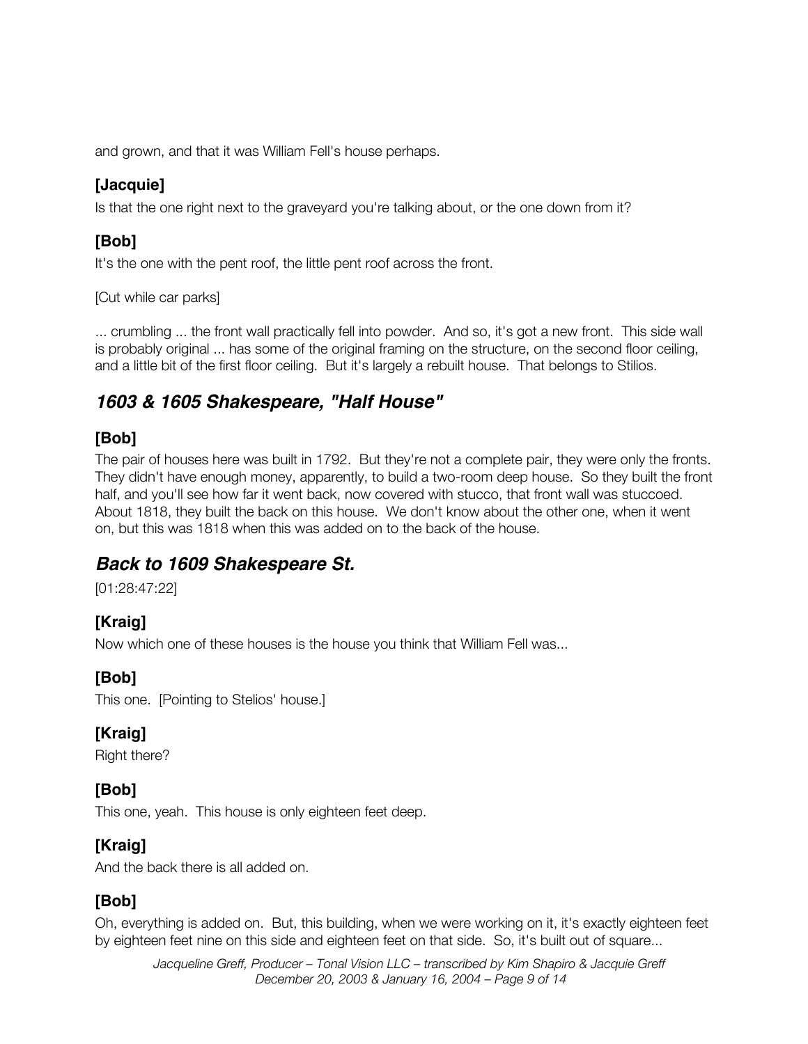and grown, and that it was William Fell's house perhaps.

### [Jacquie]

Is that the one right next to the graveyard you're talking about, or the one down from it?

### [Bob]

It's the one with the pent roof, the little pent roof across the front.

[Cut while car parks]

... crumbling ... the front wall practically fell into powder. And so, it's got a new front. This side wall is probably original ... has some of the original framing on the structure, on the second floor ceiling, and a little bit of the first floor ceiling. But it's largely a rebuilt house. That belongs to Stilios.

## *1603 & 1605 Shakespeare, "Half House"*

### [Bob]

The pair of houses here was built in 1792. But they're not a complete pair, they were only the fronts. They didn't have enough money, apparently, to build a two-room deep house. So they built the front half, and you'll see how far it went back, now covered with stucco, that front wall was stuccoed. About 1818, they built the back on this house. We don't know about the other one, when it went on, but this was 1818 when this was added on to the back of the house.

## *Back to 1609 Shakespeare St.*

[01:28:47:22]

### [Kraig]

Now which one of these houses is the house you think that William Fell was...

### [Bob]

This one. [Pointing to Stelios' house.]

### [Kraig]

Right there?

### [Bob]

This one, yeah. This house is only eighteen feet deep.

### [Kraig]

And the back there is all added on.

### [Bob]

Oh, everything is added on. But, this building, when we were working on it, it's exactly eighteen feet by eighteen feet nine on this side and eighteen feet on that side. So, it's built out of square...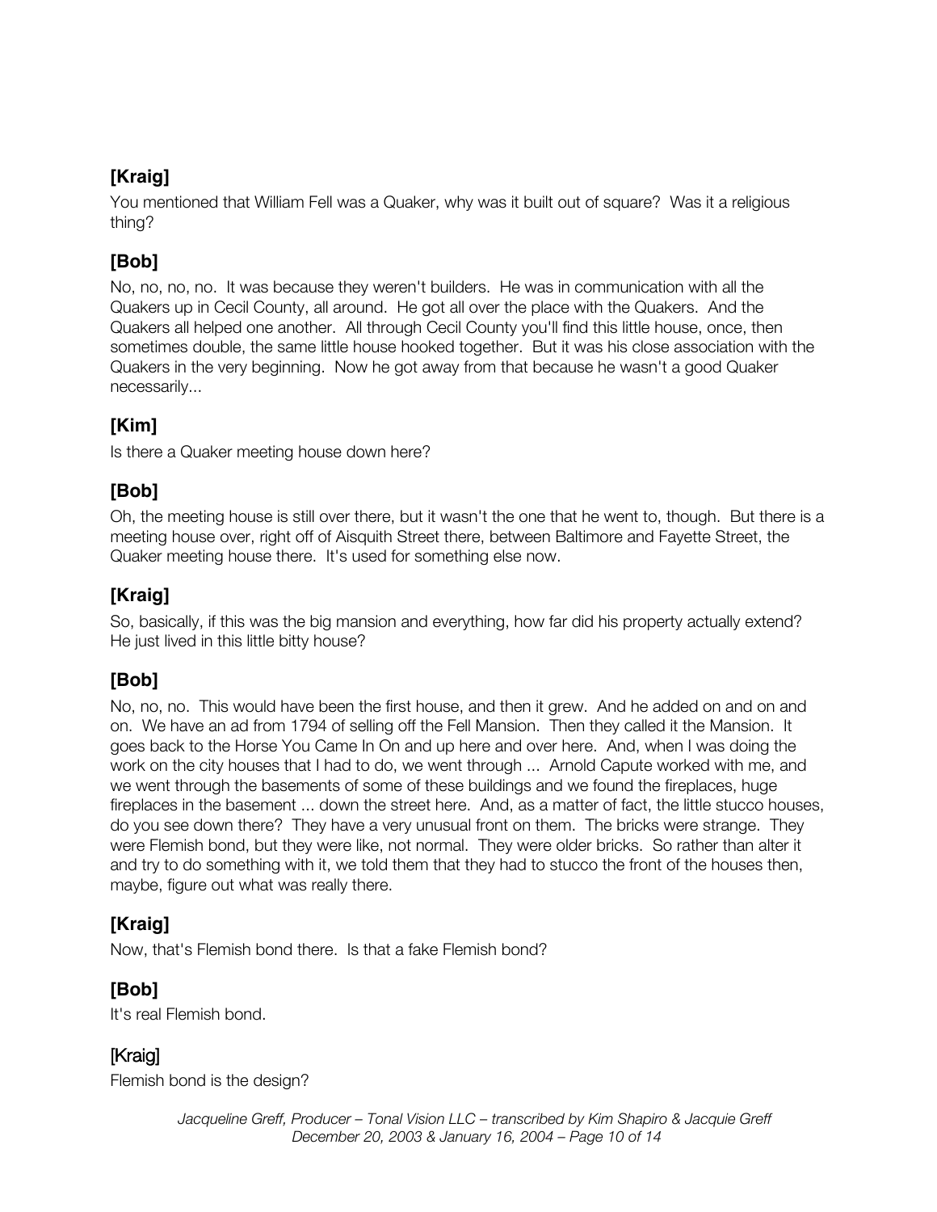**[Kraig]**

You mentioned that William Fell was a Quaker, why was it built out of square? Was it a religious thing?

**[Bob]**

No, no, no, no. It was because they weren't builders. He was in communication with all the Quakers up in Cecil County, all around. He got all over the place with the Quakers. And the Quakers all helped one another. All through Cecil County you'll find this little house, once, then sometimes double, the same little house hooked together. But it was his close association with the Quakers in the very beginning. Now he got away from that because he wasn't a good Quaker necessarily...

**[Kim]**

Is there a Quaker meeting house down here?

**[Bob]**

Oh, the meeting house is still over there, but it wasn't the one that he went to, though. But there is a meeting house over, right off of Aisquith Street there, between Baltimore and Fayette Street, the Quaker meeting house there. It's used for something else now.

**[Kraig]**

So, basically, if this was the big mansion and everything, how far did his property actually extend? He just lived in this little bitty house?

**[Bob]**

No, no, no. This would have been the first house, and then it grew. And he added on and on and on. We have an ad from 1794 of selling off the Fell Mansion. Then they called it the Mansion. It goes back to the Horse You Came In On and up here and over here. And, when I was doing the work on the city houses that I had to do, we went through ... Arnold Capute worked with me, and we went through the basements of some of these buildings and we found the fireplaces, huge fireplaces in the basement ... down the street here. And, as a matter of fact, the little stucco houses, do you see down there? They have a very unusual front on them. The bricks were strange. They were Flemish bond, but they were like, not normal. They were older bricks. So rather than alter it and try to do something with it, we told them that they had to stucco the front of the houses then, maybe, figure out what was really there.

**[Kraig]**

Now, that's Flemish bond there. Is that a fake Flemish bond?

**[Bob]**

It's real Flemish bond.

[Kraig]

Flemish bond is the design?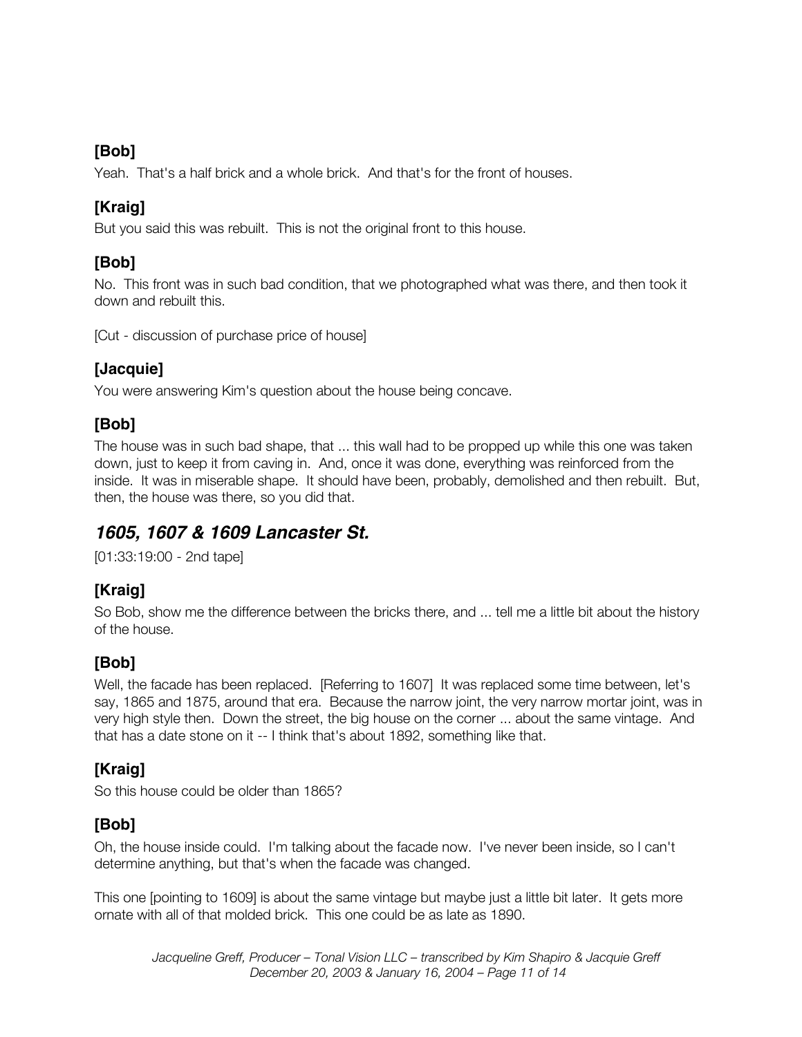### [Bob]

Yeah. That's a half brick and a whole brick. And that's for the front of houses.

### [Kraig]

But you said this was rebuilt. This is not the original front to this house.

### [Bob]

No. This front was in such bad condition, that we photographed what was there, and then took it down and rebuilt this.

[Cut - discussion of purchase price of house]

### [Jacquie]

You were answering Kim's question about the house being concave.

### [Bob]

The house was in such bad shape, that ... this wall had to be propped up while this one was taken down, just to keep it from caving in. And, once it was done, everything was reinforced from the inside. It was in miserable shape. It should have been, probably, demolished and then rebuilt. But, then, the house was there, so you did that.

## *1605, 1607 & 1609 Lancaster St.*

[01:33:19:00 - 2nd tape]

### [Kraig]

So Bob, show me the difference between the bricks there, and ... tell me a little bit about the history of the house.

### [Bob]

Well, the facade has been replaced. [Referring to 1607] It was replaced some time between, let's say, 1865 and 1875, around that era. Because the narrow joint, the very narrow mortar joint, was in very high style then. Down the street, the big house on the corner ... about the same vintage. And that has a date stone on it -- I think that's about 1892, something like that.

### [Kraig]

So this house could be older than 1865?

### [Bob]

Oh, the house inside could. I'm talking about the facade now. I've never been inside, so I can't determine anything, but that's when the facade was changed.

This one [pointing to 1609] is about the same vintage but maybe just a little bit later. It gets more ornate with all of that molded brick. This one could be as late as 1890.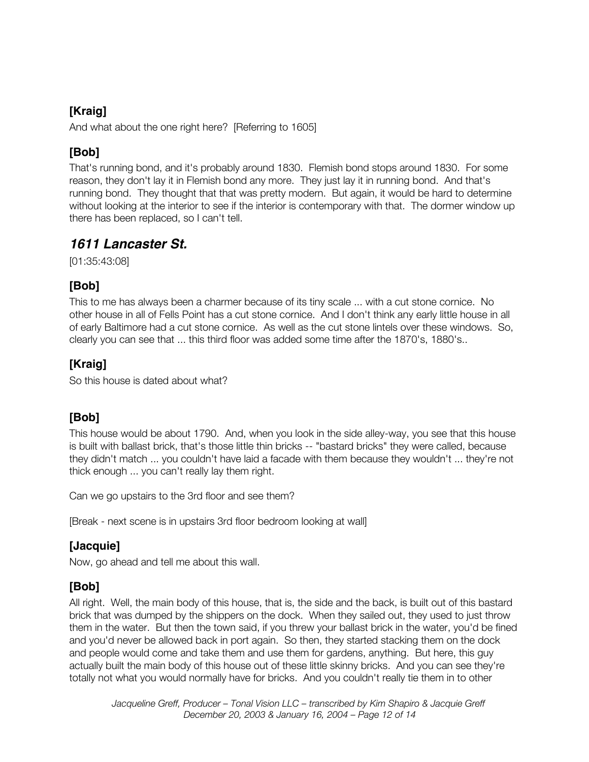### [Kraig]

And what about the one right here? [Referring to 1605]

### [Bob]

That's running bond, and it's probably around 1830. Flemish bond stops around 1830. For some reason, they don't lay it in Flemish bond any more. They just lay it in running bond. And that's running bond. They thought that that was pretty modern. But again, it would be hard to determine without looking at the interior to see if the interior is contemporary with that. The dormer window up there has been replaced, so I can't tell.

## *1611 Lancaster St.*

[01:35:43:08]

### [Bob]

This to me has always been a charmer because of its tiny scale ... with a cut stone cornice. No other house in all of Fells Point has a cut stone cornice. And I don't think any early little house in all of early Baltimore had a cut stone cornice. As well as the cut stone lintels over these windows. So, clearly you can see that ... this third floor was added some time after the 1870's, 1880's..

### [Kraig]

So this house is dated about what?

### [Bob]

This house would be about 1790. And, when you look in the side alley-way, you see that this house is built with ballast brick, that's those little thin bricks -- "bastard bricks" they were called, because they didn't match ... you couldn't have laid a facade with them because they wouldn't ... they're not thick enough ... you can't really lay them right.

Can we go upstairs to the 3rd floor and see them?

[Break - next scene is in upstairs 3rd floor bedroom looking at wall]

### [Jacquie]

Now, go ahead and tell me about this wall.

### [Bob]

All right. Well, the main body of this house, that is, the side and the back, is built out of this bastard brick that was dumped by the shippers on the dock. When they sailed out, they used to just throw them in the water. But then the town said, if you threw your ballast brick in the water, you'd be fined and you'd never be allowed back in port again. So then, they started stacking them on the dock and people would come and take them and use them for gardens, anything. But here, this guy actually built the main body of this house out of these little skinny bricks. And you can see they're totally not what you would normally have for bricks. And you couldn't really tie them in to other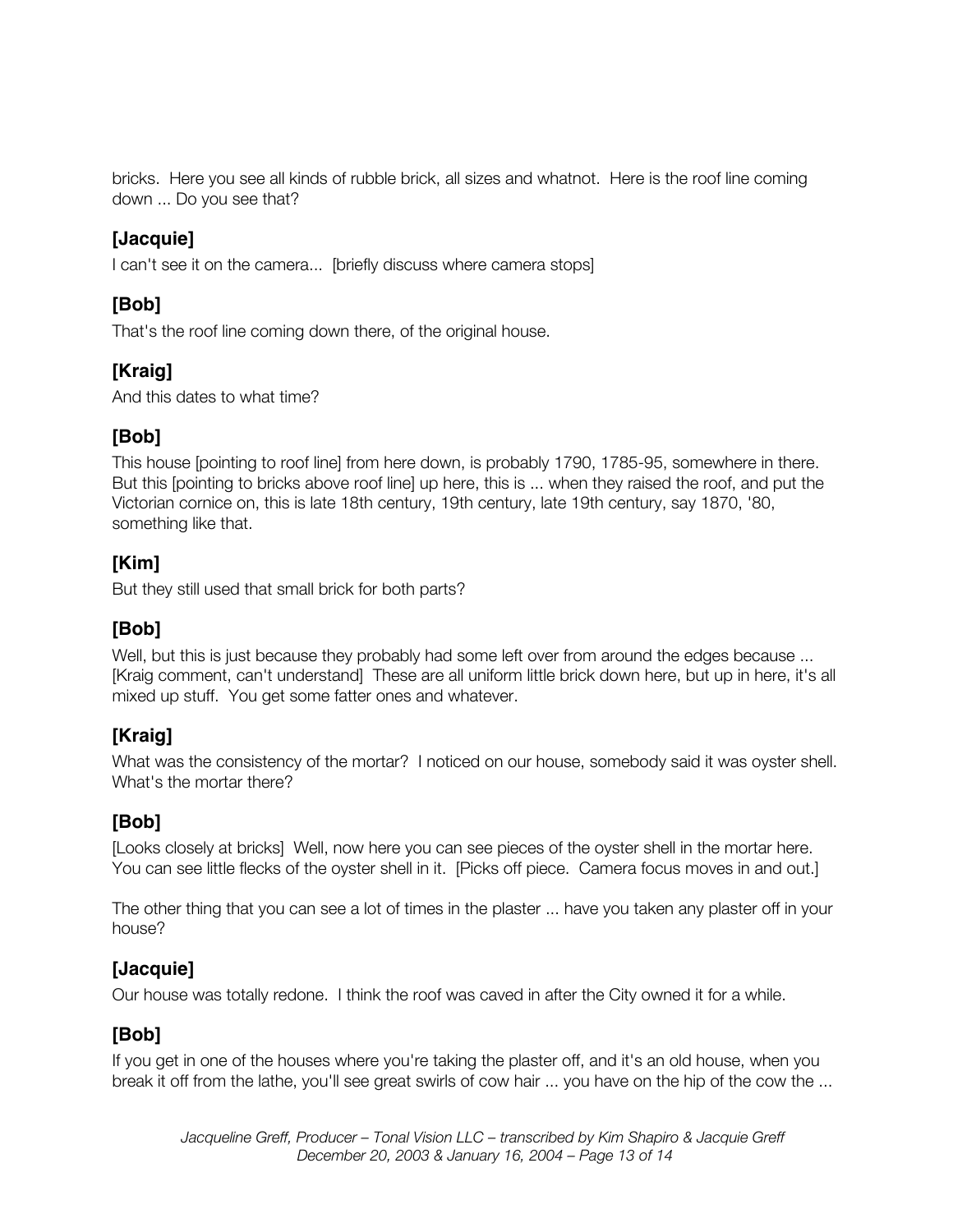bricks. Here you see all kinds of rubble brick, all sizes and whatnot. Here is the roof line coming down ... Do you see that?

### [Jacquie]

I can't see it on the camera... [briefly discuss where camera stops]

### [Bob]

That's the roof line coming down there, of the original house.

### [Kraig]

And this dates to what time?

### [Bob]

This house [pointing to roof line] from here down, is probably 1790, 1785-95, somewhere in there. But this [pointing to bricks above roof line] up here, this is ... when they raised the roof, and put the Victorian cornice on, this is late 18th century, 19th century, late 19th century, say 1870, '80, something like that.

### [Kim]

But they still used that small brick for both parts?

### [Bob]

Well, but this is just because they probably had some left over from around the edges because ... [Kraig comment, can't understand] These are all uniform little brick down here, but up in here, it's all mixed up stuff. You get some fatter ones and whatever.

### [Kraig]

What was the consistency of the mortar? I noticed on our house, somebody said it was oyster shell. What's the mortar there?

### [Bob]

[Looks closely at bricks] Well, now here you can see pieces of the oyster shell in the mortar here. You can see little flecks of the oyster shell in it. [Picks off piece. Camera focus moves in and out.]

The other thing that you can see a lot of times in the plaster ... have you taken any plaster off in your house?

### [Jacquie]

Our house was totally redone. I think the roof was caved in after the City owned it for a while.

### [Bob]

If you get in one of the houses where you're taking the plaster off, and it's an old house, when you break it off from the lathe, you'll see great swirls of cow hair ... you have on the hip of the cow the ...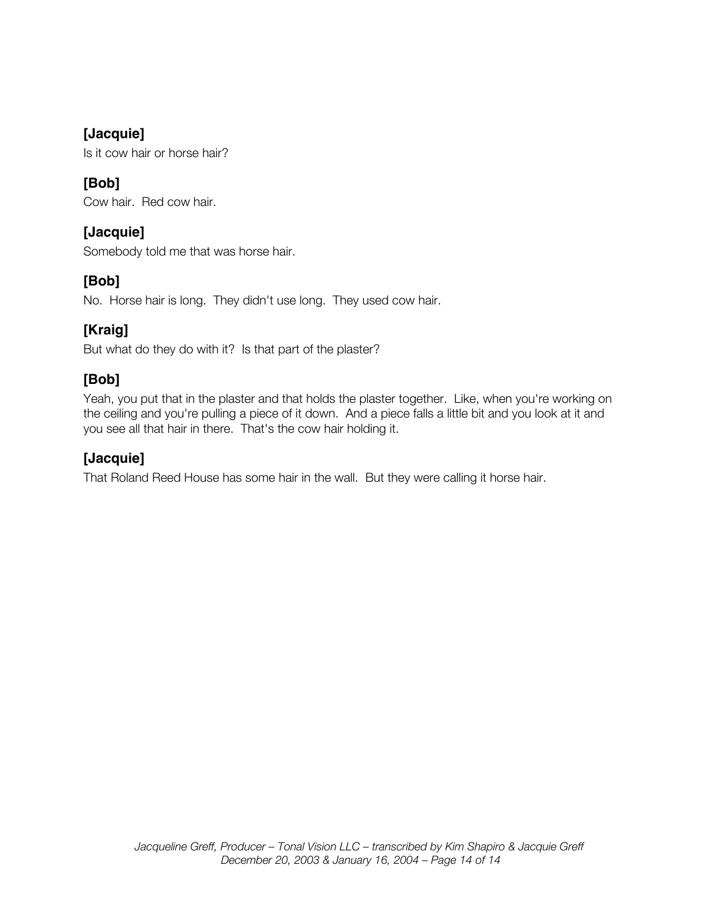**[Jacquie]**
Is it cow hair or horse hair?

**[Bob]**
Cow hair. Red cow hair.

**[Jacquie]**
Somebody told me that was horse hair.

**[Bob]**
No. Horse hair is long. They didn't use long. They used cow hair.

**[Kraig]**
But what do they do with it? Is that part of the plaster?

**[Bob]**
Yeah, you put that in the plaster and that holds the plaster together. Like, when you're working on the ceiling and you're pulling a piece of it down. And a piece falls a little bit and you look at it and you see all that hair in there. That's the cow hair holding it.

**[Jacquie]**
That Roland Reed House has some hair in the wall. But they were calling it horse hair.